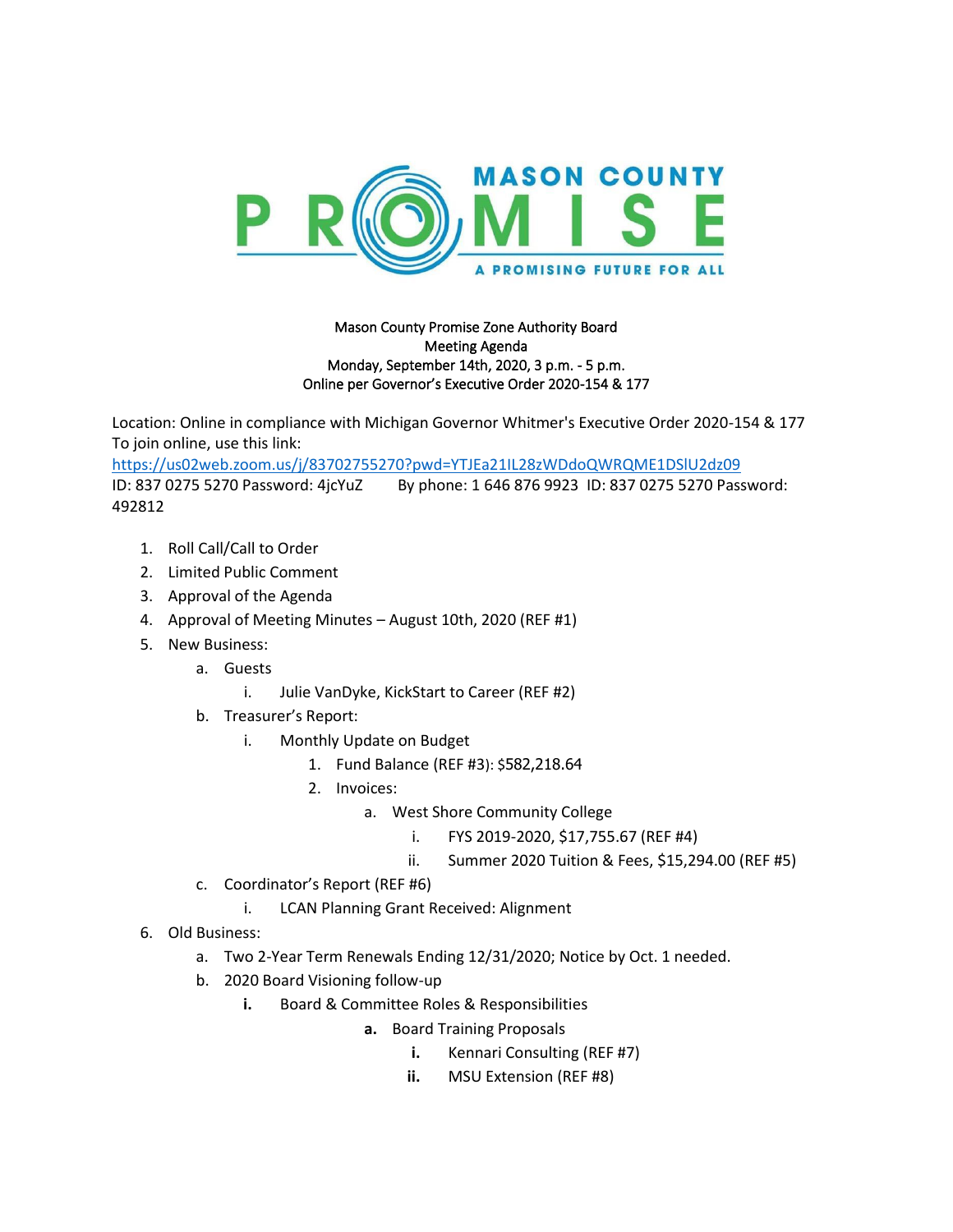MASON COUNTY PROMISE

A PROMISING FUTURE FOR ALL

Mason County Promise Zone Authority Board
Meeting Agenda
Monday, September 14th, 2020, 3 p.m. - 5 p.m.
Online per Governor's Executive Order 2020-154 & 177

Location: Online in compliance with Michigan Governor Whitmer's Executive Order 2020-154 & 177
To join online, use this link:
https://us02web.zoom.us/j/83702755270?pwd=YTJEa21lL28zWDdoQWRQME1DSlU2dz09
ID: 837 0275 5270 Password: 4jcYuZ     By phone: 1 646 876 9923 ID: 837 0275 5270 Password: 492812

1. Roll Call/Call to Order
2. Limited Public Comment
3. Approval of the Agenda
4. Approval of Meeting Minutes – August 10th, 2020 (REF #1)
5. New Business:
   a. Guests
      i. Julie VanDyke, KickStart to Career (REF #2)
   b. Treasurer's Report:
      i. Monthly Update on Budget
         1. Fund Balance (REF #3): $582,218.64
         2. Invoices:
            a. West Shore Community College
               i. FYS 2019-2020, $17,755.67 (REF #4)
               ii. Summer 2020 Tuition & Fees, $15,294.00 (REF #5)
   c. Coordinator's Report (REF #6)
      i. LCAN Planning Grant Received: Alignment
6. Old Business:
   a. Two 2-Year Term Renewals Ending 12/31/2020; Notice by Oct. 1 needed.
   b. 2020 Board Visioning follow-up
      **i.** Board & Committee Roles & Responsibilities
         **a.** Board Training Proposals
            **i.** Kennari Consulting (REF #7)
            **ii.** MSU Extension (REF #8)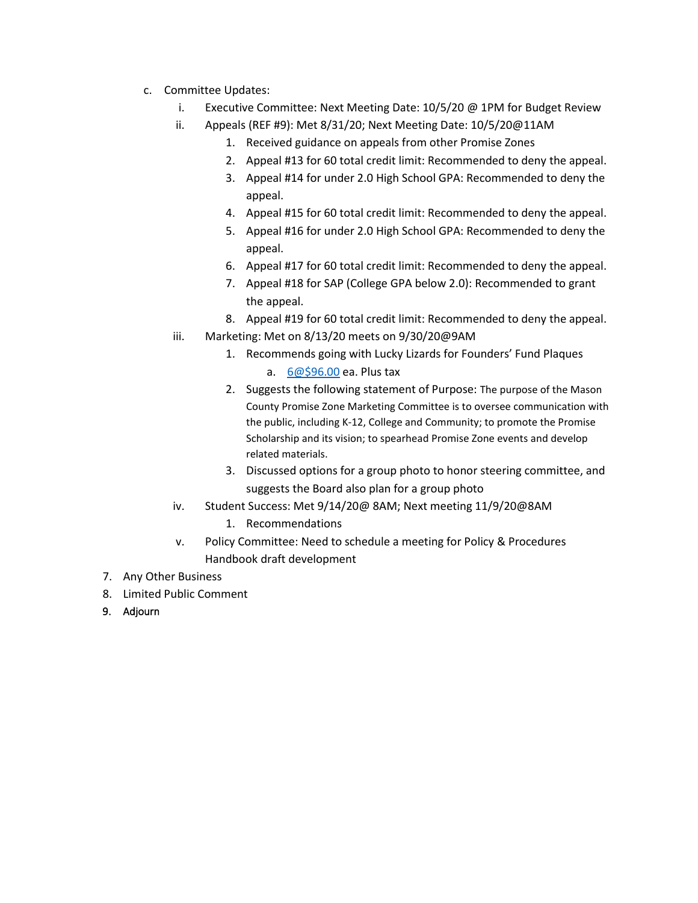c. Committee Updates:
   i. Executive Committee: Next Meeting Date: 10/5/20 @ 1PM for Budget Review
   ii. Appeals (REF #9): Met 8/31/20; Next Meeting Date: 10/5/20@11AM
      1. Received guidance on appeals from other Promise Zones
      2. Appeal #13 for 60 total credit limit: Recommended to deny the appeal.
      3. Appeal #14 for under 2.0 High School GPA: Recommended to deny the appeal.
      4. Appeal #15 for 60 total credit limit: Recommended to deny the appeal.
      5. Appeal #16 for under 2.0 High School GPA: Recommended to deny the appeal.
      6. Appeal #17 for 60 total credit limit: Recommended to deny the appeal.
      7. Appeal #18 for SAP (College GPA below 2.0): Recommended to grant the appeal.
      8. Appeal #19 for 60 total credit limit: Recommended to deny the appeal.
   iii. Marketing: Met on 8/13/20 meets on 9/30/20@9AM
      1. Recommends going with Lucky Lizards for Founders' Fund Plaques
         a. 6@$96.00 ea. Plus tax
      2. Suggests the following statement of Purpose: The purpose of the Mason County Promise Zone Marketing Committee is to oversee communication with the public, including K-12, College and Community; to promote the Promise Scholarship and its vision; to spearhead Promise Zone events and develop related materials.
      3. Discussed options for a group photo to honor steering committee, and suggests the Board also plan for a group photo
   iv. Student Success: Met 9/14/20@ 8AM; Next meeting 11/9/20@8AM
      1. Recommendations
   v. Policy Committee: Need to schedule a meeting for Policy & Procedures Handbook draft development

7. Any Other Business
8. Limited Public Comment
9. Adjourn